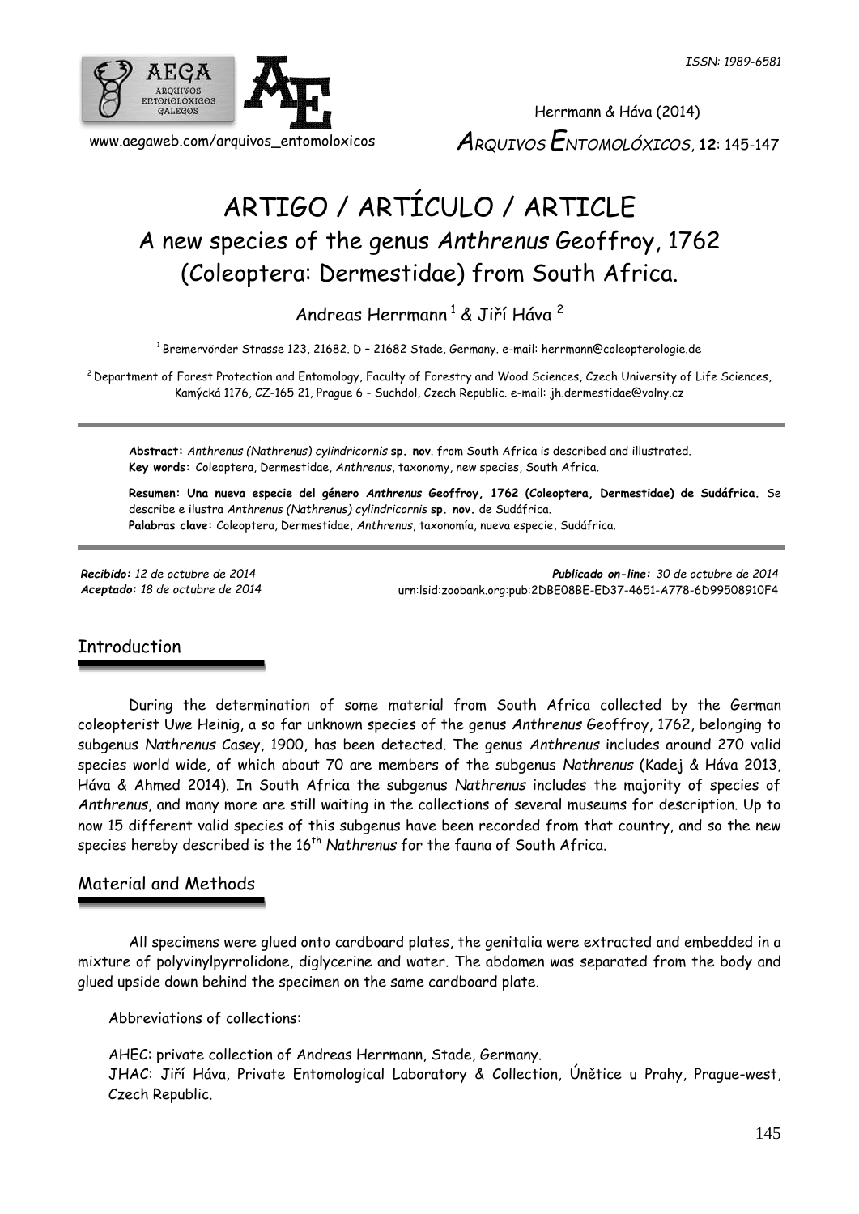# ARTIGO / ARTÍCULO / ARTICLE

## A new species of the genus *Anthrenus* Geoffroy, 1762 (Coleoptera: Dermestidae) from South Africa.

Andreas Herrmann [1] & Jiří Háva [2]

[1] Bremervörder Strasse 123, 21682. D – 21682 Stade, Germany. e-mail: herrmann@coleopterologie.de

[2] Department of Forest Protection and Entomology, Faculty of Forestry and Wood Sciences, Czech University of Life Sciences, Kamýcká 1176, CZ-165 21, Prague 6 - Suchdol, Czech Republic. e-mail: jh.dermestidae@volny.cz

**Abstract:** *Anthrenus (Nathrenus) cylindricornis* **sp. nov**. from South Africa is described and illustrated.
**Key words:** Coleoptera, Dermestidae, *Anthrenus*, taxonomy, new species, South Africa.

**Resumen: Una nueva especie del género *Anthrenus* Geoffroy, 1762 (Coleoptera, Dermestidae) de Sudáfrica.** Se describe e ilustra *Anthrenus (Nathrenus) cylindricornis* **sp. nov.** de Sudáfrica.
**Palabras clave:** Coleoptera, Dermestidae, *Anthrenus*, taxonomía, nueva especie, Sudáfrica.

*Recibido:* 12 de octubre de 2014
*Aceptado:* 18 de octubre de 2014

*Publicado on-line:* 30 de octubre de 2014
urn:lsid:zoobank.org:pub:2DBE08BE-ED37-4651-A778-6D99508910F4

## Introduction

During the determination of some material from South Africa collected by the German coleopterist Uwe Heinig, a so far unknown species of the genus *Anthrenus* Geoffroy, 1762, belonging to subgenus *Nathrenus* Casey, 1900, has been detected. The genus *Anthrenus* includes around 270 valid species world wide, of which about 70 are members of the subgenus *Nathrenus* (Kadej & Háva 2013, Háva & Ahmed 2014). In South Africa the subgenus *Nathrenus* includes the majority of species of *Anthrenus*, and many more are still waiting in the collections of several museums for description. Up to now 15 different valid species of this subgenus have been recorded from that country, and so the new species hereby described is the 16$^{th}$ *Nathrenus* for the fauna of South Africa.

## Material and Methods

All specimens were glued onto cardboard plates, the genitalia were extracted and embedded in a mixture of polyvinylpyrrolidone, diglycerine and water. The abdomen was separated from the body and glued upside down behind the specimen on the same cardboard plate.

Abbreviations of collections:

AHEC: private collection of Andreas Herrmann, Stade, Germany.
JHAC: Jiří Háva, Private Entomological Laboratory & Collection, Únětice u Prahy, Prague-west, Czech Republic.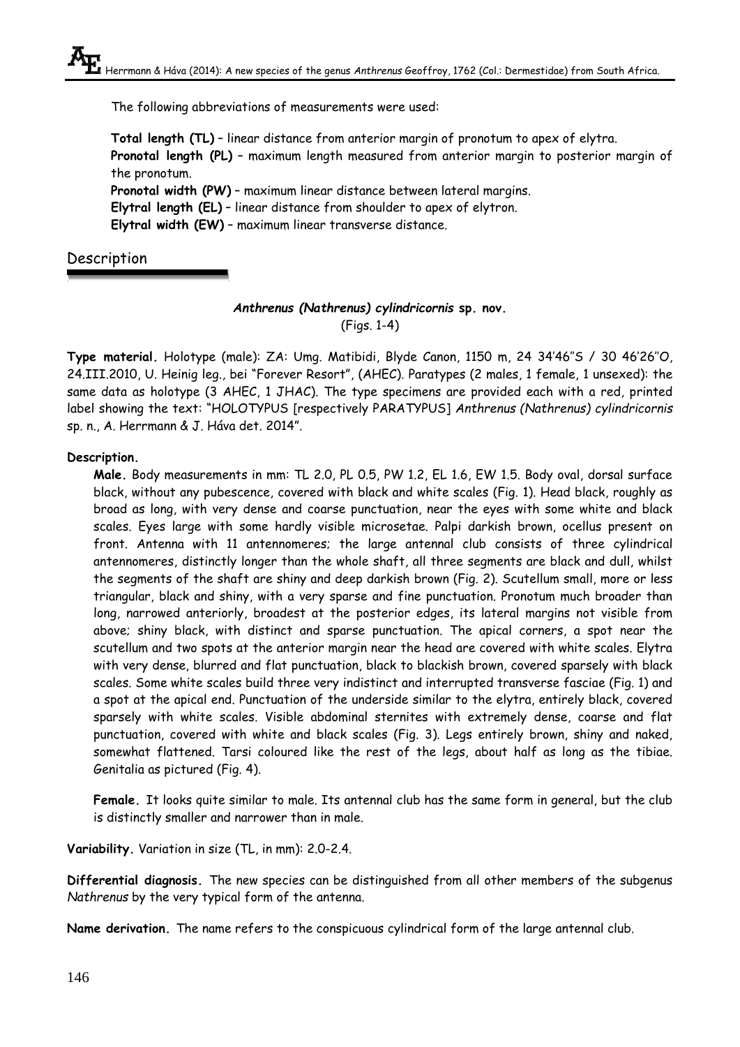The following abbreviations of measurements were used:

**Total length (TL)** – linear distance from anterior margin of pronotum to apex of elytra.
**Pronotal length (PL)** – maximum length measured from anterior margin to posterior margin of the pronotum.
**Pronotal width (PW)** – maximum linear distance between lateral margins.
**Elytral length (EL)** – linear distance from shoulder to apex of elytron.
**Elytral width (EW)** – maximum linear transverse distance.

## Description

### *Anthrenus (Nathrenus) cylindricornis* sp. nov.

(Figs. 1-4)

**Type material.** Holotype (male): ZA: Umg. Matibidi, Blyde Canon, 1150 m, 24 34′46″S / 30 46′26″O, 24.III.2010, U. Heinig leg., bei "Forever Resort", (AHEC). Paratypes (2 males, 1 female, 1 unsexed): the same data as holotype (3 AHEC, 1 JHAC). The type specimens are provided each with a red, printed label showing the text: "HOLOTYPUS [respectively PARATYPUS] *Anthrenus (Nathrenus) cylindricornis* sp. n., A. Herrmann & J. Háva det. 2014".

**Description.**

**Male.** Body measurements in mm: TL 2.0, PL 0.5, PW 1.2, EL 1.6, EW 1.5. Body oval, dorsal surface black, without any pubescence, covered with black and white scales (Fig. 1). Head black, roughly as broad as long, with very dense and coarse punctuation, near the eyes with some white and black scales. Eyes large with some hardly visible microsetae. Palpi darkish brown, ocellus present on front. Antenna with 11 antennomeres; the large antennal club consists of three cylindrical antennomeres, distinctly longer than the whole shaft, all three segments are black and dull, whilst the segments of the shaft are shiny and deep darkish brown (Fig. 2). Scutellum small, more or less triangular, black and shiny, with a very sparse and fine punctuation. Pronotum much broader than long, narrowed anteriorly, broadest at the posterior edges, its lateral margins not visible from above; shiny black, with distinct and sparse punctuation. The apical corners, a spot near the scutellum and two spots at the anterior margin near the head are covered with white scales. Elytra with very dense, blurred and flat punctuation, black to blackish brown, covered sparsely with black scales. Some white scales build three very indistinct and interrupted transverse fasciae (Fig. 1) and a spot at the apical end. Punctuation of the underside similar to the elytra, entirely black, covered sparsely with white scales. Visible abdominal sternites with extremely dense, coarse and flat punctuation, covered with white and black scales (Fig. 3). Legs entirely brown, shiny and naked, somewhat flattened. Tarsi coloured like the rest of the legs, about half as long as the tibiae. Genitalia as pictured (Fig. 4).

**Female.** It looks quite similar to male. Its antennal club has the same form in general, but the club is distinctly smaller and narrower than in male.

**Variability.** Variation in size (TL, in mm): 2.0-2.4.

**Differential diagnosis.** The new species can be distinguished from all other members of the subgenus *Nathrenus* by the very typical form of the antenna.

**Name derivation.** The name refers to the conspicuous cylindrical form of the large antennal club.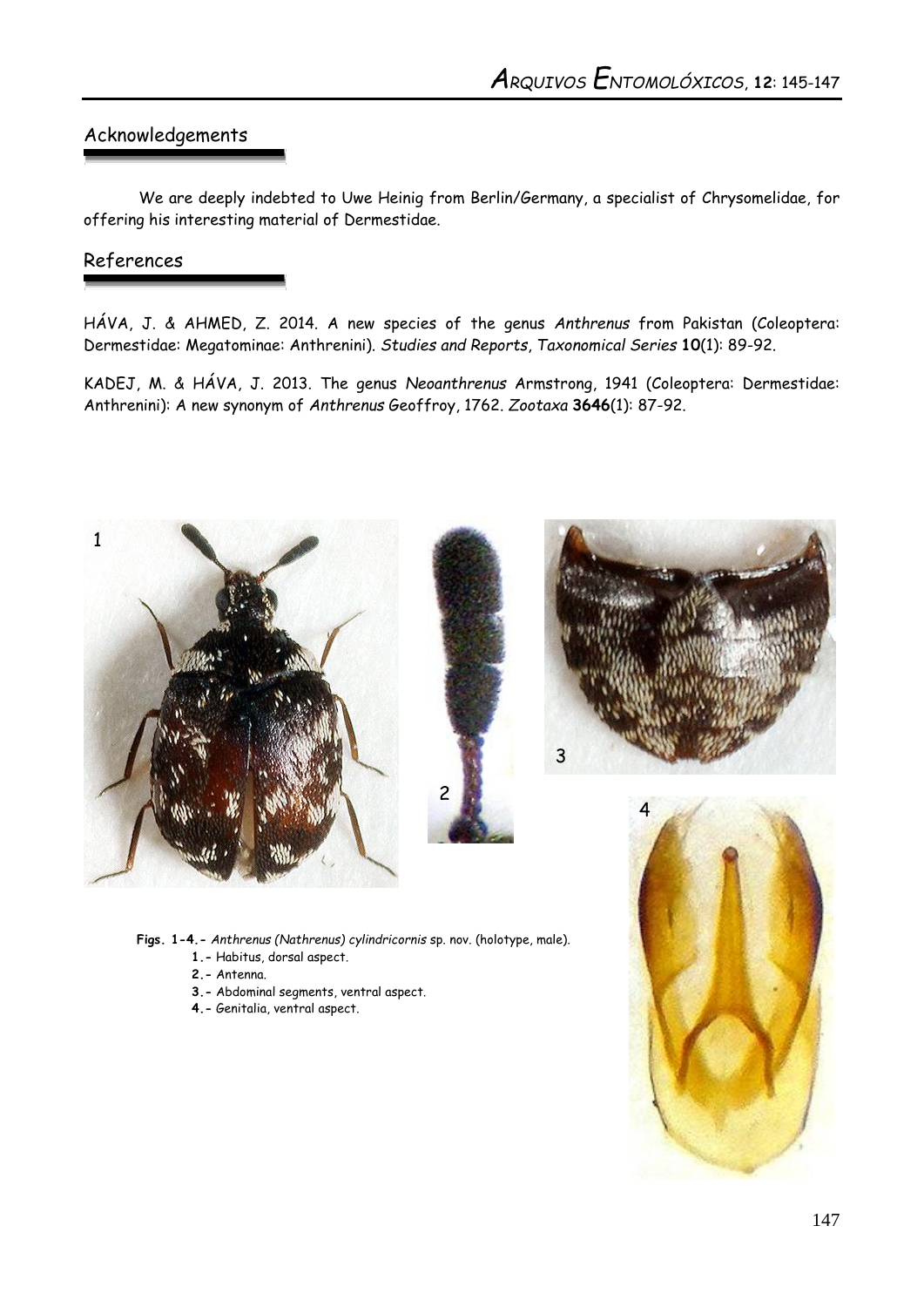## Acknowledgements

We are deeply indebted to Uwe Heinig from Berlin/Germany, a specialist of Chrysomelidae, for offering his interesting material of Dermestidae.

## References

HÁVA, J. & AHMED, Z. 2014. A new species of the genus *Anthrenus* from Pakistan (Coleoptera: Dermestidae: Megatominae: Anthrenini). *Studies and Reports*, *Taxonomical Series* **10**(1): 89-92.

KADEJ, M. & HÁVA, J. 2013. The genus *Neoanthrenus* Armstrong, 1941 (Coleoptera: Dermestidae: Anthrenini): A new synonym of *Anthrenus* Geoffroy, 1762. *Zootaxa* **3646**(1): 87-92.

**Figs. 1-4.-** *Anthrenus (Nathrenus) cylindricornis* sp. nov. (holotype, male).
**1.-** Habitus, dorsal aspect.
**2.-** Antenna.
**3.-** Abdominal segments, ventral aspect.
**4.-** Genitalia, ventral aspect.